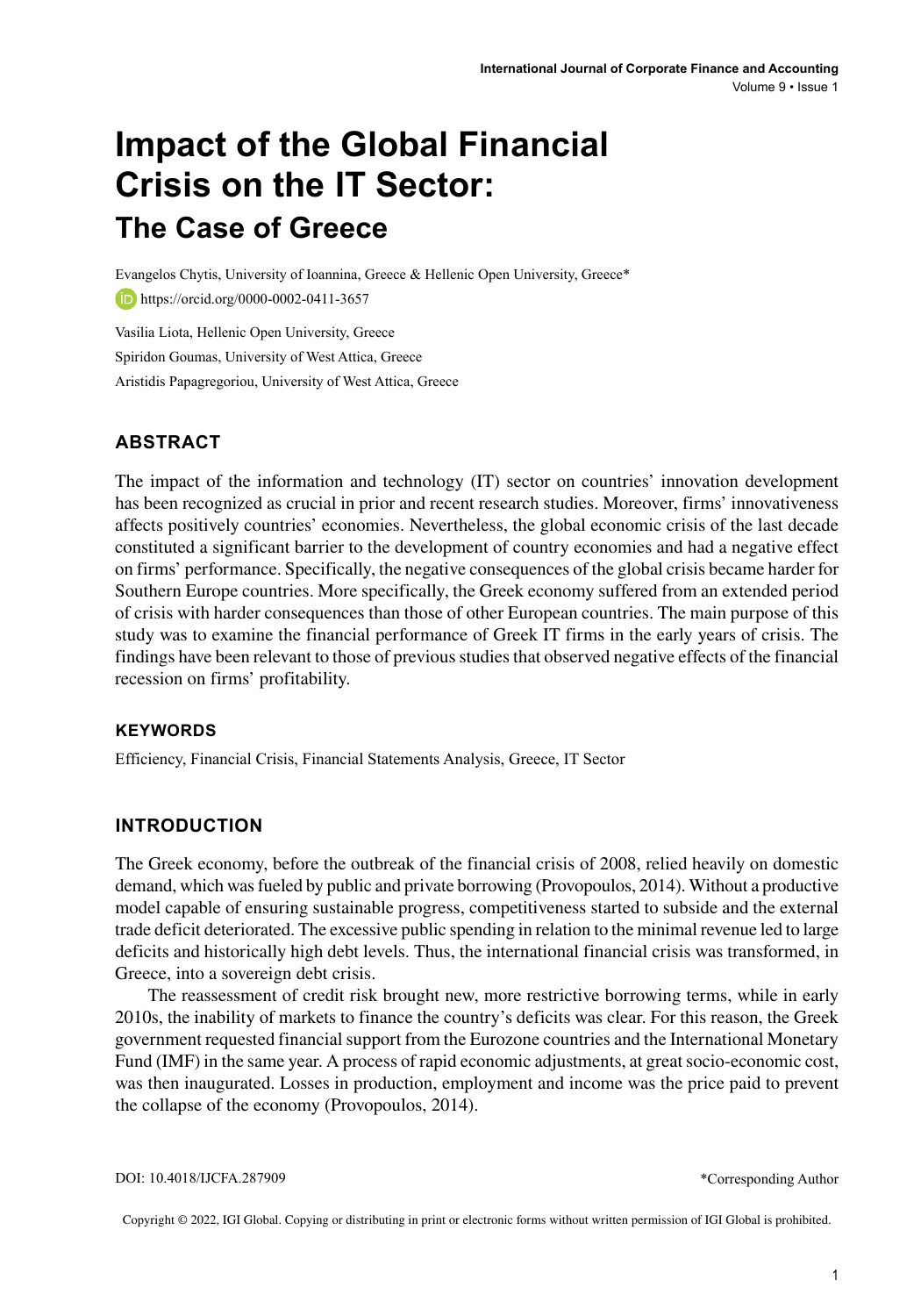# Impact of the Global Financial Crisis on the IT Sector:

## The Case of Greece

Evangelos Chytis, University of Ioannina, Greece & Hellenic Open University, Greece*

https://orcid.org/0000-0002-0411-3657

Vasilia Liota, Hellenic Open University, Greece

Spiridon Goumas, University of West Attica, Greece

Aristidis Papagregoriou, University of West Attica, Greece

## ABSTRACT

The impact of the information and technology (IT) sector on countries' innovation development has been recognized as crucial in prior and recent research studies. Moreover, firms' innovativeness affects positively countries' economies. Nevertheless, the global economic crisis of the last decade constituted a significant barrier to the development of country economies and had a negative effect on firms' performance. Specifically, the negative consequences of the global crisis became harder for Southern Europe countries. More specifically, the Greek economy suffered from an extended period of crisis with harder consequences than those of other European countries. The main purpose of this study was to examine the financial performance of Greek IT firms in the early years of crisis. The findings have been relevant to those of previous studies that observed negative effects of the financial recession on firms' profitability.

### KEYWORDS

Efficiency, Financial Crisis, Financial Statements Analysis, Greece, IT Sector

## INTRODUCTION

The Greek economy, before the outbreak of the financial crisis of 2008, relied heavily on domestic demand, which was fueled by public and private borrowing (Provopoulos, 2014). Without a productive model capable of ensuring sustainable progress, competitiveness started to subside and the external trade deficit deteriorated. The excessive public spending in relation to the minimal revenue led to large deficits and historically high debt levels. Thus, the international financial crisis was transformed, in Greece, into a sovereign debt crisis.

The reassessment of credit risk brought new, more restrictive borrowing terms, while in early 2010s, the inability of markets to finance the country's deficits was clear. For this reason, the Greek government requested financial support from the Eurozone countries and the International Monetary Fund (IMF) in the same year. A process of rapid economic adjustments, at great socio-economic cost, was then inaugurated. Losses in production, employment and income was the price paid to prevent the collapse of the economy (Provopoulos, 2014).

DOI: 10.4018/IJCFA.287909

*Corresponding Author

Copyright © 2022, IGI Global. Copying or distributing in print or electronic forms without written permission of IGI Global is prohibited.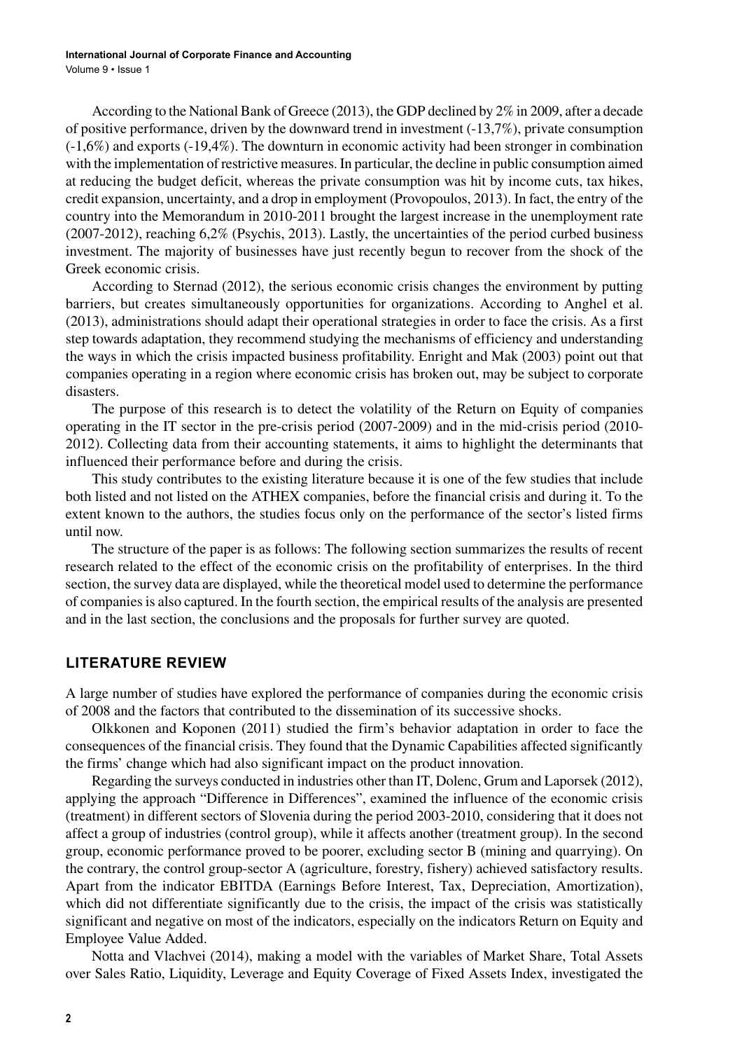According to the National Bank of Greece (2013), the GDP declined by 2% in 2009, after a decade of positive performance, driven by the downward trend in investment (-13,7%), private consumption (-1,6%) and exports (-19,4%). The downturn in economic activity had been stronger in combination with the implementation of restrictive measures. In particular, the decline in public consumption aimed at reducing the budget deficit, whereas the private consumption was hit by income cuts, tax hikes, credit expansion, uncertainty, and a drop in employment (Provopoulos, 2013). In fact, the entry of the country into the Memorandum in 2010-2011 brought the largest increase in the unemployment rate (2007-2012), reaching 6,2% (Psychis, 2013). Lastly, the uncertainties of the period curbed business investment. The majority of businesses have just recently begun to recover from the shock of the Greek economic crisis.

According to Sternad (2012), the serious economic crisis changes the environment by putting barriers, but creates simultaneously opportunities for organizations. According to Anghel et al. (2013), administrations should adapt their operational strategies in order to face the crisis. As a first step towards adaptation, they recommend studying the mechanisms of efficiency and understanding the ways in which the crisis impacted business profitability. Enright and Mak (2003) point out that companies operating in a region where economic crisis has broken out, may be subject to corporate disasters.

The purpose of this research is to detect the volatility of the Return on Equity of companies operating in the IT sector in the pre-crisis period (2007-2009) and in the mid-crisis period (2010-2012). Collecting data from their accounting statements, it aims to highlight the determinants that influenced their performance before and during the crisis.

This study contributes to the existing literature because it is one of the few studies that include both listed and not listed on the ATHEX companies, before the financial crisis and during it. To the extent known to the authors, the studies focus only on the performance of the sector's listed firms until now.

The structure of the paper is as follows: The following section summarizes the results of recent research related to the effect of the economic crisis on the profitability of enterprises. In the third section, the survey data are displayed, while the theoretical model used to determine the performance of companies is also captured. In the fourth section, the empirical results of the analysis are presented and in the last section, the conclusions and the proposals for further survey are quoted.

## LITERATURE REVIEW

A large number of studies have explored the performance of companies during the economic crisis of 2008 and the factors that contributed to the dissemination of its successive shocks.

Olkkonen and Koponen (2011) studied the firm's behavior adaptation in order to face the consequences of the financial crisis. They found that the Dynamic Capabilities affected significantly the firms' change which had also significant impact on the product innovation.

Regarding the surveys conducted in industries other than IT, Dolenc, Grum and Laporsek (2012), applying the approach "Difference in Differences", examined the influence of the economic crisis (treatment) in different sectors of Slovenia during the period 2003-2010, considering that it does not affect a group of industries (control group), while it affects another (treatment group). In the second group, economic performance proved to be poorer, excluding sector B (mining and quarrying). On the contrary, the control group-sector A (agriculture, forestry, fishery) achieved satisfactory results. Apart from the indicator EBITDA (Earnings Before Interest, Tax, Depreciation, Amortization), which did not differentiate significantly due to the crisis, the impact of the crisis was statistically significant and negative on most of the indicators, especially on the indicators Return on Equity and Employee Value Added.

Notta and Vlachvei (2014), making a model with the variables of Market Share, Total Assets over Sales Ratio, Liquidity, Leverage and Equity Coverage of Fixed Assets Index, investigated the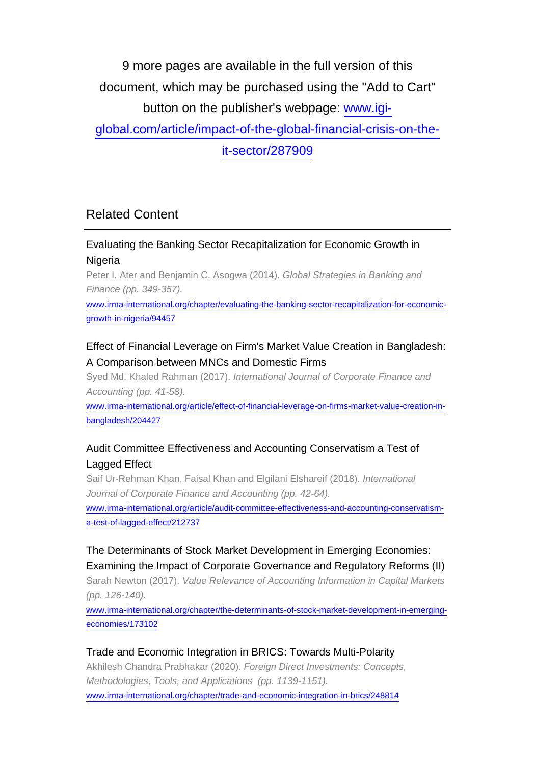9 more pages are available in the full version of this document, which may be purchased using the "Add to Cart" button on the publisher's webpage: [www.igi-global.com/article/impact-of-the-global-financial-crisis-on-the-it-sector/287909](www.igi-global.com/article/impact-of-the-global-financial-crisis-on-the-it-sector/287909)

## Related Content

### Evaluating the Banking Sector Recapitalization for Economic Growth in Nigeria

Peter I. Ater and Benjamin C. Asogwa (2014). *Global Strategies in Banking and Finance (pp. 349-357).*

[www.irma-international.org/chapter/evaluating-the-banking-sector-recapitalization-for-economic-growth-in-nigeria/94457](www.irma-international.org/chapter/evaluating-the-banking-sector-recapitalization-for-economic-growth-in-nigeria/94457)

### Effect of Financial Leverage on Firm's Market Value Creation in Bangladesh: A Comparison between MNCs and Domestic Firms

Syed Md. Khaled Rahman (2017). *International Journal of Corporate Finance and Accounting (pp. 41-58).*

[www.irma-international.org/article/effect-of-financial-leverage-on-firms-market-value-creation-in-bangladesh/204427](www.irma-international.org/article/effect-of-financial-leverage-on-firms-market-value-creation-in-bangladesh/204427)

### Audit Committee Effectiveness and Accounting Conservatism a Test of Lagged Effect

Saif Ur-Rehman Khan, Faisal Khan and Elgilani Elshareif (2018). *International Journal of Corporate Finance and Accounting (pp. 42-64).*

[www.irma-international.org/article/audit-committee-effectiveness-and-accounting-conservatism-a-test-of-lagged-effect/212737](www.irma-international.org/article/audit-committee-effectiveness-and-accounting-conservatism-a-test-of-lagged-effect/212737)

### The Determinants of Stock Market Development in Emerging Economies: Examining the Impact of Corporate Governance and Regulatory Reforms (II)

Sarah Newton (2017). *Value Relevance of Accounting Information in Capital Markets (pp. 126-140).*

[www.irma-international.org/chapter/the-determinants-of-stock-market-development-in-emerging-economies/173102](www.irma-international.org/chapter/the-determinants-of-stock-market-development-in-emerging-economies/173102)

### Trade and Economic Integration in BRICS: Towards Multi-Polarity

Akhilesh Chandra Prabhakar (2020). *Foreign Direct Investments: Concepts, Methodologies, Tools, and Applications (pp. 1139-1151).*

[www.irma-international.org/chapter/trade-and-economic-integration-in-brics/248814](www.irma-international.org/chapter/trade-and-economic-integration-in-brics/248814)